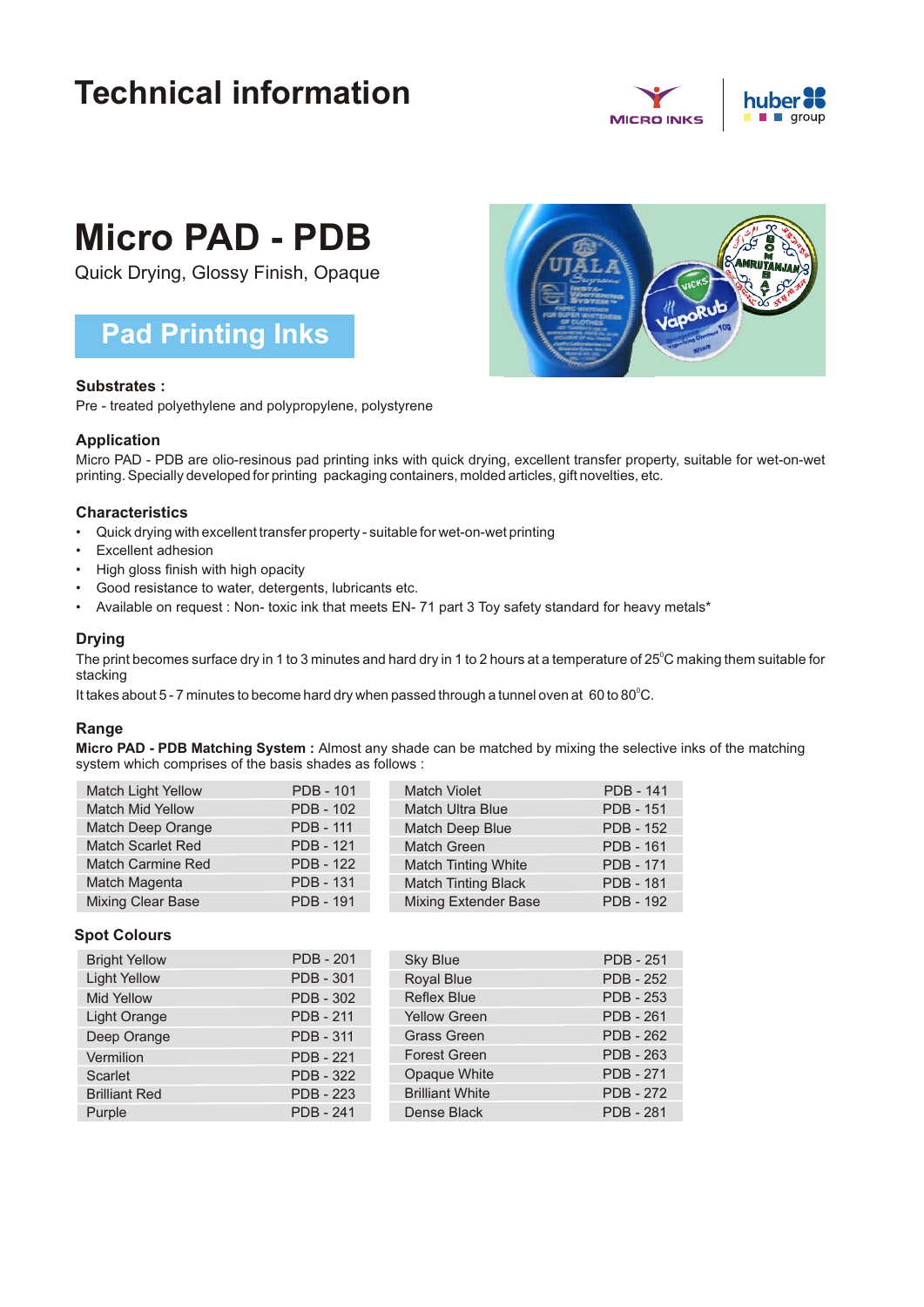# Technical information

# Micro PAD - PDB

Quick Drying, Glossy Finish, Opaque

## Pad Printing Inks

### Substrates :

Pre - treated polyethylene and polypropylene, polystyrene

### Application

Micro PAD - PDB are olio-resinous pad printing inks with quick drying, excellent transfer property, suitable for wet-on-wet printing. Specially developed for printing packaging containers, molded articles, gift novelties, etc.

### Characteristics

- Quick drying with excellent transfer property - suitable for wet-on-wet printing
- Excellent adhesion
- High gloss finish with high opacity
- Good resistance to water, detergents, lubricants etc.
- Available on request : Non- toxic ink that meets EN- 71 part 3 Toy safety standard for heavy metals*

### Drying

The print becomes surface dry in 1 to 3 minutes and hard dry in 1 to 2 hours at a temperature of 25°C making them suitable for stacking

It takes about 5 - 7 minutes to become hard dry when passed through a tunnel oven at 60 to 80°C.

### Range

**Micro PAD - PDB Matching System :** Almost any shade can be matched by mixing the selective inks of the matching system which comprises of the basis shades as follows :

| Shade | Code | Shade | Code |
|---|---|---|---|
| Match Light Yellow | PDB - 101 | Match Violet | PDB - 141 |
| Match Mid Yellow | PDB - 102 | Match Ultra Blue | PDB - 151 |
| Match Deep Orange | PDB - 111 | Match Deep Blue | PDB - 152 |
| Match Scarlet Red | PDB - 121 | Match Green | PDB - 161 |
| Match Carmine Red | PDB - 122 | Match Tinting White | PDB - 171 |
| Match Magenta | PDB - 131 | Match Tinting Black | PDB - 181 |
| Mixing Clear Base | PDB - 191 | Mixing Extender Base | PDB - 192 |

### Spot Colours

| Shade | Code | Shade | Code |
|---|---|---|---|
| Bright Yellow | PDB - 201 | Sky Blue | PDB - 251 |
| Light Yellow | PDB - 301 | Royal Blue | PDB - 252 |
| Mid Yellow | PDB - 302 | Reflex Blue | PDB - 253 |
| Light Orange | PDB - 211 | Yellow Green | PDB - 261 |
| Deep Orange | PDB - 311 | Grass Green | PDB - 262 |
| Vermilion | PDB - 221 | Forest Green | PDB - 263 |
| Scarlet | PDB - 322 | Opaque White | PDB - 271 |
| Brilliant Red | PDB - 223 | Brilliant White | PDB - 272 |
| Purple | PDB - 241 | Dense Black | PDB - 281 |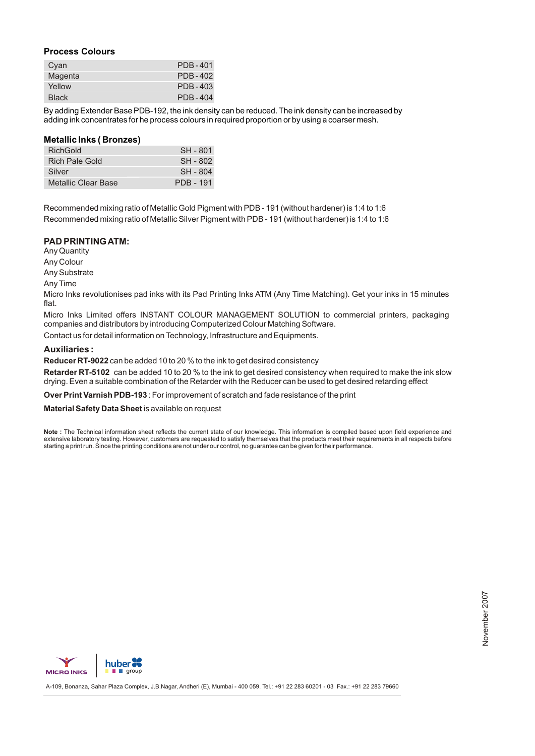### Process Colours

| | |
|---|---|
| Cyan | PDB - 401 |
| Magenta | PDB - 402 |
| Yellow | PDB - 403 |
| Black | PDB - 404 |

By adding Extender Base PDB-192, the ink density can be reduced. The ink density can be increased by adding ink concentrates for he process colours in required proportion or by using a coarser mesh.

### Metallic Inks ( Bronzes)

| | |
|---|---|
| RichGold | SH - 801 |
| Rich Pale Gold | SH - 802 |
| Silver | SH - 804 |
| Metallic Clear Base | PDB - 191 |

Recommended mixing ratio of Metallic Gold Pigment with PDB - 191 (without hardener) is 1:4 to 1:6

Recommended mixing ratio of Metallic Silver Pigment with PDB - 191 (without hardener) is 1:4 to 1:6

### PAD PRINTING ATM:

Any Quantity

Any Colour

Any Substrate

Any Time

Micro Inks revolutionises pad inks with its Pad Printing Inks ATM (Any Time Matching). Get your inks in 15 minutes flat.

Micro Inks Limited offers INSTANT COLOUR MANAGEMENT SOLUTION to commercial printers, packaging companies and distributors by introducing Computerized Colour Matching Software.

Contact us for detail information on Technology, Infrastructure and Equipments.

### Auxiliaries :

**Reducer RT-9022** can be added 10 to 20 % to the ink to get desired consistency

**Retarder RT-5102** can be added 10 to 20 % to the ink to get desired consistency when required to make the ink slow drying. Even a suitable combination of the Retarder with the Reducer can be used to get desired retarding effect

**Over Print Varnish PDB-193** : For improvement of scratch and fade resistance of the print

**Material Safety Data Sheet** is available on request

**Note :** The Technical information sheet reflects the current state of our knowledge. This information is compiled based upon field experience and extensive laboratory testing. However, customers are requested to satisfy themselves that the products meet their requirements in all respects before starting a print run. Since the printing conditions are not under our control, no guarantee can be given for their performance.

November 2007

MICRO INKS | huber group

A-109, Bonanza, Sahar Plaza Complex, J.B.Nagar, Andheri (E), Mumbai - 400 059. Tel.: +91 22 283 60201 - 03 Fax.: +91 22 283 79660